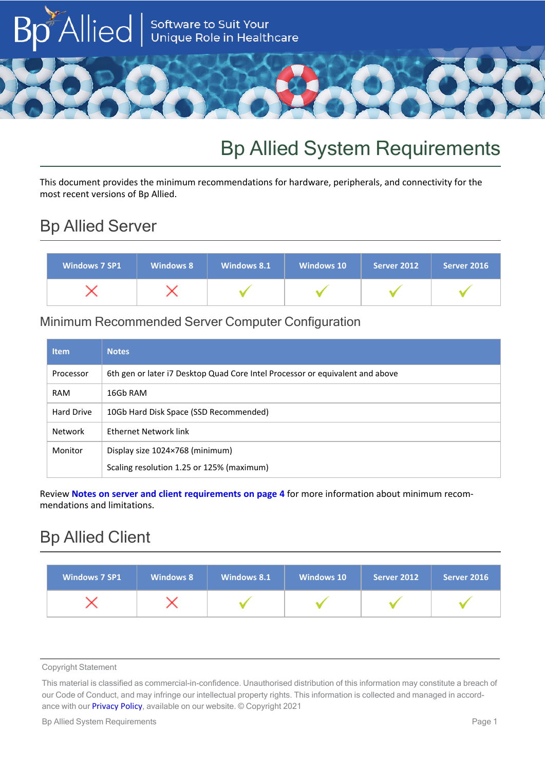Software to Suit Your Unique Role in Healthcare

# Bp Allied System Requirements

This document provides the minimum recommendations for hardware, peripherals, and connectivity for the most recent versions of Bp Allied.

## Bp Allied Server

| Windows 7 SP1 | Windows 8 | Windows 8.1 | Windows 10 | Server 2012 | Server 2016 |
|---|---|---|---|---|---|
| ✗ | ✗ | ✓ | ✓ | ✓ | ✓ |

### Minimum Recommended Server Computer Configuration

| Item | Notes |
|---|---|
| Processor | 6th gen or later i7 Desktop Quad Core Intel Processor or equivalent and above |
| RAM | 16Gb RAM |
| Hard Drive | 10Gb Hard Disk Space (SSD Recommended) |
| Network | Ethernet Network link |
| Monitor | Display size 1024×768 (minimum)<br>Scaling resolution 1.25 or 125% (maximum) |

Review **Notes on server and client requirements on page 4** for more information about minimum recommendations and limitations.

## Bp Allied Client

| Windows 7 SP1 | Windows 8 | Windows 8.1 | Windows 10 | Server 2012 | Server 2016 |
|---|---|---|---|---|---|
| ✗ | ✗ | ✓ | ✓ | ✓ | ✓ |

Copyright Statement

This material is classified as commercial-in-confidence. Unauthorised distribution of this information may constitute a breach of our Code of Conduct, and may infringe our intellectual property rights. This information is collected and managed in accordance with our Privacy Policy, available on our website. © Copyright 2021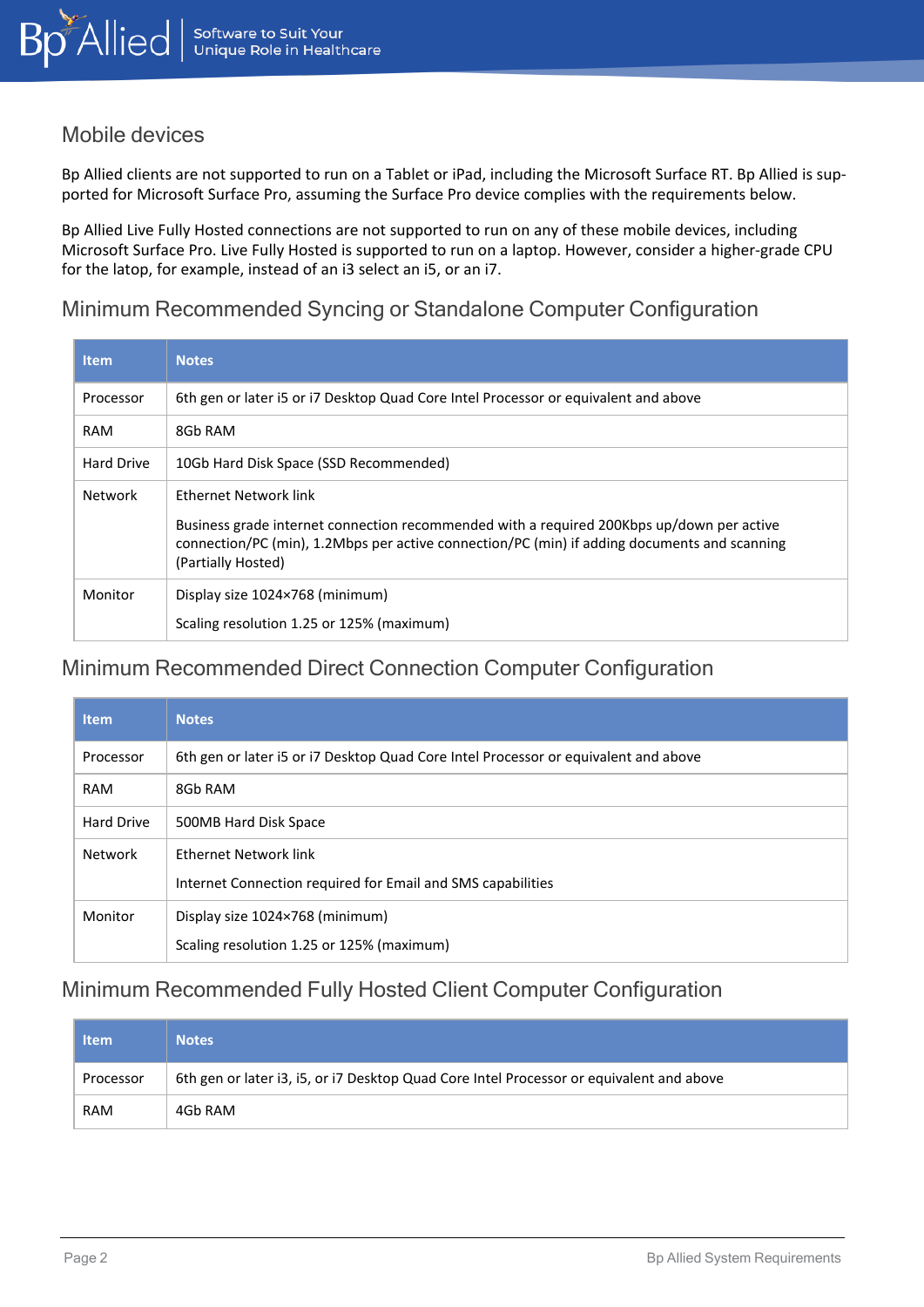## Mobile devices

Bp Allied clients are not supported to run on a Tablet or iPad, including the Microsoft Surface RT. Bp Allied is supported for Microsoft Surface Pro, assuming the Surface Pro device complies with the requirements below.

Bp Allied Live Fully Hosted connections are not supported to run on any of these mobile devices, including Microsoft Surface Pro. Live Fully Hosted is supported to run on a laptop. However, consider a higher-grade CPU for the latop, for example, instead of an i3 select an i5, or an i7.

## Minimum Recommended Syncing or Standalone Computer Configuration

| Item | Notes |
| --- | --- |
| Processor | 6th gen or later i5 or i7 Desktop Quad Core Intel Processor or equivalent and above |
| RAM | 8Gb RAM |
| Hard Drive | 10Gb Hard Disk Space (SSD Recommended) |
| Network | Ethernet Network link<br><br>Business grade internet connection recommended with a required 200Kbps up/down per active connection/PC (min), 1.2Mbps per active connection/PC (min) if adding documents and scanning (Partially Hosted) |
| Monitor | Display size 1024×768 (minimum)<br><br>Scaling resolution 1.25 or 125% (maximum) |

## Minimum Recommended Direct Connection Computer Configuration

| Item | Notes |
| --- | --- |
| Processor | 6th gen or later i5 or i7 Desktop Quad Core Intel Processor or equivalent and above |
| RAM | 8Gb RAM |
| Hard Drive | 500MB Hard Disk Space |
| Network | Ethernet Network link<br><br>Internet Connection required for Email and SMS capabilities |
| Monitor | Display size 1024×768 (minimum)<br><br>Scaling resolution 1.25 or 125% (maximum) |

## Minimum Recommended Fully Hosted Client Computer Configuration

| Item | Notes |
| --- | --- |
| Processor | 6th gen or later i3, i5, or i7 Desktop Quad Core Intel Processor or equivalent and above |
| RAM | 4Gb RAM |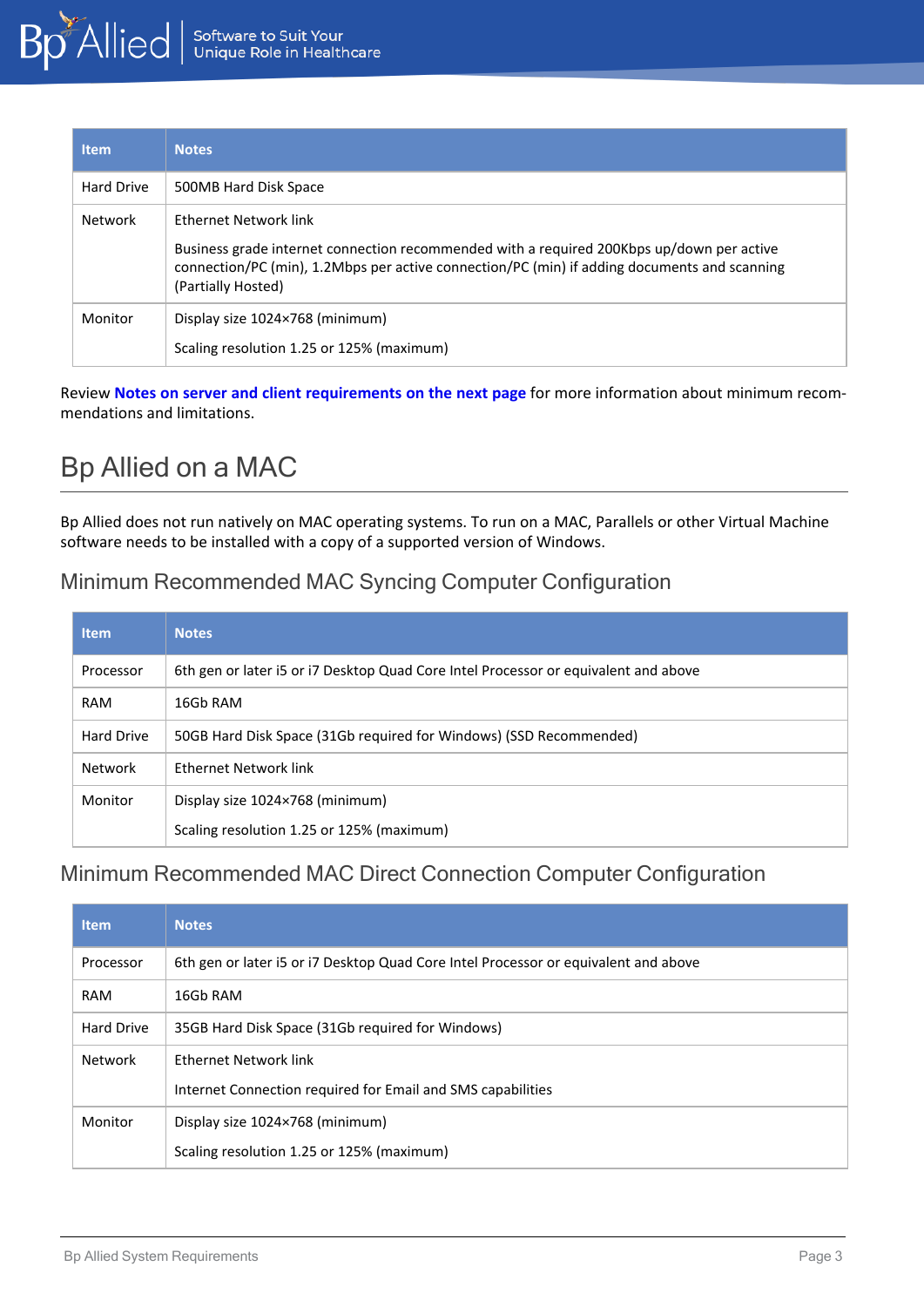| Item | Notes |
| --- | --- |
| Hard Drive | 500MB Hard Disk Space |
| Network | Ethernet Network link<br><br>Business grade internet connection recommended with a required 200Kbps up/down per active connection/PC (min), 1.2Mbps per active connection/PC (min) if adding documents and scanning (Partially Hosted) |
| Monitor | Display size 1024×768 (minimum)<br><br>Scaling resolution 1.25 or 125% (maximum) |

Review **Notes on server and client requirements on the next page** for more information about minimum recommendations and limitations.

# Bp Allied on a MAC

Bp Allied does not run natively on MAC operating systems. To run on a MAC, Parallels or other Virtual Machine software needs to be installed with a copy of a supported version of Windows.

## Minimum Recommended MAC Syncing Computer Configuration

| Item | Notes |
| --- | --- |
| Processor | 6th gen or later i5 or i7 Desktop Quad Core Intel Processor or equivalent and above |
| RAM | 16Gb RAM |
| Hard Drive | 50GB Hard Disk Space (31Gb required for Windows) (SSD Recommended) |
| Network | Ethernet Network link |
| Monitor | Display size 1024×768 (minimum)<br><br>Scaling resolution 1.25 or 125% (maximum) |

## Minimum Recommended MAC Direct Connection Computer Configuration

| Item | Notes |
| --- | --- |
| Processor | 6th gen or later i5 or i7 Desktop Quad Core Intel Processor or equivalent and above |
| RAM | 16Gb RAM |
| Hard Drive | 35GB Hard Disk Space (31Gb required for Windows) |
| Network | Ethernet Network link<br><br>Internet Connection required for Email and SMS capabilities |
| Monitor | Display size 1024×768 (minimum)<br><br>Scaling resolution 1.25 or 125% (maximum) |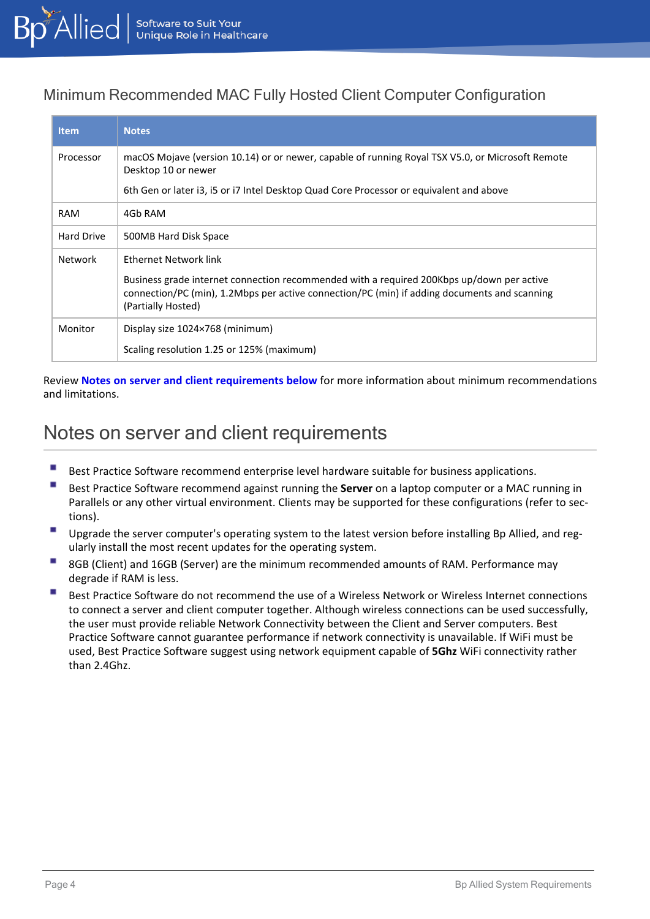## Minimum Recommended MAC Fully Hosted Client Computer Configuration

| Item | Notes |
|---|---|
| Processor | macOS Mojave (version 10.14) or or newer, capable of running Royal TSX V5.0, or Microsoft Remote Desktop 10 or newer<br><br>6th Gen or later i3, i5 or i7 Intel Desktop Quad Core Processor or equivalent and above |
| RAM | 4Gb RAM |
| Hard Drive | 500MB Hard Disk Space |
| Network | Ethernet Network link<br><br>Business grade internet connection recommended with a required 200Kbps up/down per active connection/PC (min), 1.2Mbps per active connection/PC (min) if adding documents and scanning (Partially Hosted) |
| Monitor | Display size 1024×768 (minimum)<br><br>Scaling resolution 1.25 or 125% (maximum) |

Review **Notes on server and client requirements below** for more information about minimum recommendations and limitations.

# Notes on server and client requirements

- Best Practice Software recommend enterprise level hardware suitable for business applications.
- Best Practice Software recommend against running the **Server** on a laptop computer or a MAC running in Parallels or any other virtual environment. Clients may be supported for these configurations (refer to sections).
- Upgrade the server computer's operating system to the latest version before installing Bp Allied, and regularly install the most recent updates for the operating system.
- 8GB (Client) and 16GB (Server) are the minimum recommended amounts of RAM. Performance may degrade if RAM is less.
- Best Practice Software do not recommend the use of a Wireless Network or Wireless Internet connections to connect a server and client computer together. Although wireless connections can be used successfully, the user must provide reliable Network Connectivity between the Client and Server computers. Best Practice Software cannot guarantee performance if network connectivity is unavailable. If WiFi must be used, Best Practice Software suggest using network equipment capable of **5Ghz** WiFi connectivity rather than 2.4Ghz.